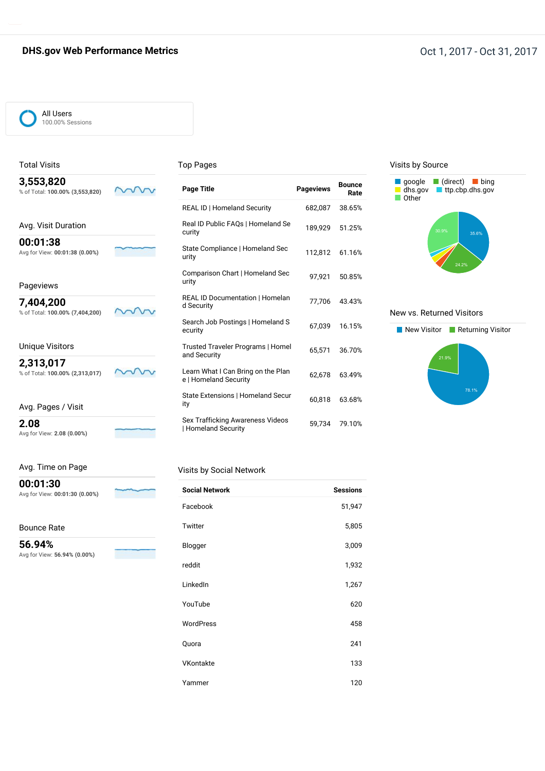# DHS.gov Web Performance Metrics

Oct 1, 2017 - Oct 31, 2017

All Users
100.00% Sessions

## Total Visits

**3,553,820**
% of Total: **100.00% (3,553,820)**

## Avg. Visit Duration

**00:01:38**
Avg for View: **00:01:38 (0.00%)**

## Pageviews

**7,404,200**
% of Total: **100.00% (7,404,200)**

## Unique Visitors

**2,313,017**
% of Total: **100.00% (2,313,017)**

## Avg. Pages / Visit

**2.08**
Avg for View: **2.08 (0.00%)**

## Avg. Time on Page

**00:01:30**
Avg for View: **00:01:30 (0.00%)**

## Bounce Rate

**56.94%**
Avg for View: **56.94% (0.00%)**

## Top Pages

| Page Title | Pageviews | Bounce Rate |
|---|---|---|
| REAL ID \| Homeland Security | 682,087 | 38.65% |
| Real ID Public FAQs \| Homeland Security | 189,929 | 51.25% |
| State Compliance \| Homeland Security | 112,812 | 61.16% |
| Comparison Chart \| Homeland Security | 97,921 | 50.85% |
| REAL ID Documentation \| Homeland Security | 77,706 | 43.43% |
| Search Job Postings \| Homeland Security | 67,039 | 16.15% |
| Trusted Traveler Programs \| Homeland Security | 65,571 | 36.70% |
| Learn What I Can Bring on the Plane \| Homeland Security | 62,678 | 63.49% |
| State Extensions \| Homeland Security | 60,818 | 63.68% |
| Sex Trafficking Awareness Videos \| Homeland Security | 59,734 | 79.10% |

## Visits by Social Network

| Social Network | Sessions |
|---|---|
| Facebook | 51,947 |
| Twitter | 5,805 |
| Blogger | 3,009 |
| reddit | 1,932 |
| LinkedIn | 1,267 |
| YouTube | 620 |
| WordPress | 458 |
| Quora | 241 |
| VKontakte | 133 |
| Yammer | 120 |

## Visits by Source

google, (direct), bing, dhs.gov, ttp.cbp.dhs.gov, Other

35.6%, 24.2%, 30.9%

## New vs. Returned Visitors

New Visitor, Returning Visitor

78.1%, 21.9%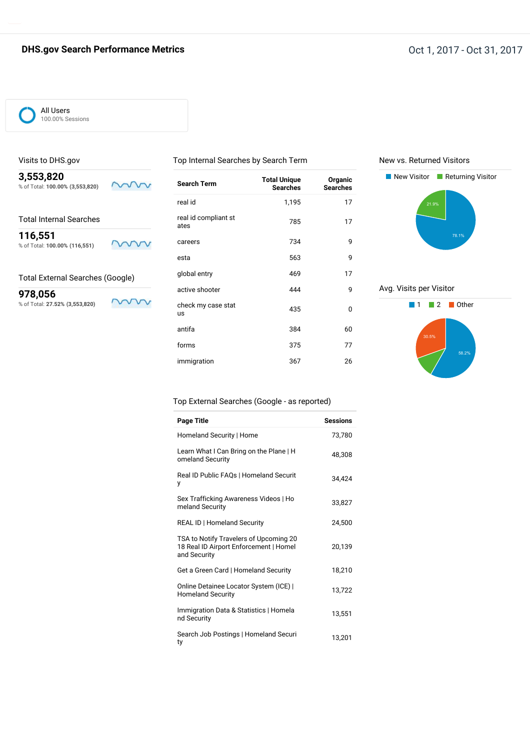## DHS.gov Search Performance Metrics

Oct 1, 2017 - Oct 31, 2017

All Users
100.00% Sessions

### Visits to DHS.gov

**3,553,820**
% of Total: **100.00% (3,553,820)**

### Total Internal Searches

**116,551**
% of Total: **100.00% (116,551)**

### Total External Searches (Google)

**978,056**
% of Total: **27.52% (3,553,820)**

### Top Internal Searches by Search Term

| Search Term | Total Unique Searches | Organic Searches |
|---|---|---|
| real id | 1,195 | 17 |
| real id compliant states | 785 | 17 |
| careers | 734 | 9 |
| esta | 563 | 9 |
| global entry | 469 | 17 |
| active shooter | 444 | 9 |
| check my case status | 435 | 0 |
| antifa | 384 | 60 |
| forms | 375 | 77 |
| immigration | 367 | 26 |

### New vs. Returned Visitors

New Visitor: 78.1%
Returning Visitor: 21.9%

### Avg. Visits per Visitor

1: 58.2%
2
Other: 30.5%

### Top External Searches (Google - as reported)

| Page Title | Sessions |
|---|---|
| Homeland Security \| Home | 73,780 |
| Learn What I Can Bring on the Plane \| Homeland Security | 48,308 |
| Real ID Public FAQs \| Homeland Security | 34,424 |
| Sex Trafficking Awareness Videos \| Homeland Security | 33,827 |
| REAL ID \| Homeland Security | 24,500 |
| TSA to Notify Travelers of Upcoming 2018 Real ID Airport Enforcement \| Homeland Security | 20,139 |
| Get a Green Card \| Homeland Security | 18,210 |
| Online Detainee Locator System (ICE) \| Homeland Security | 13,722 |
| Immigration Data & Statistics \| Homeland Security | 13,551 |
| Search Job Postings \| Homeland Security | 13,201 |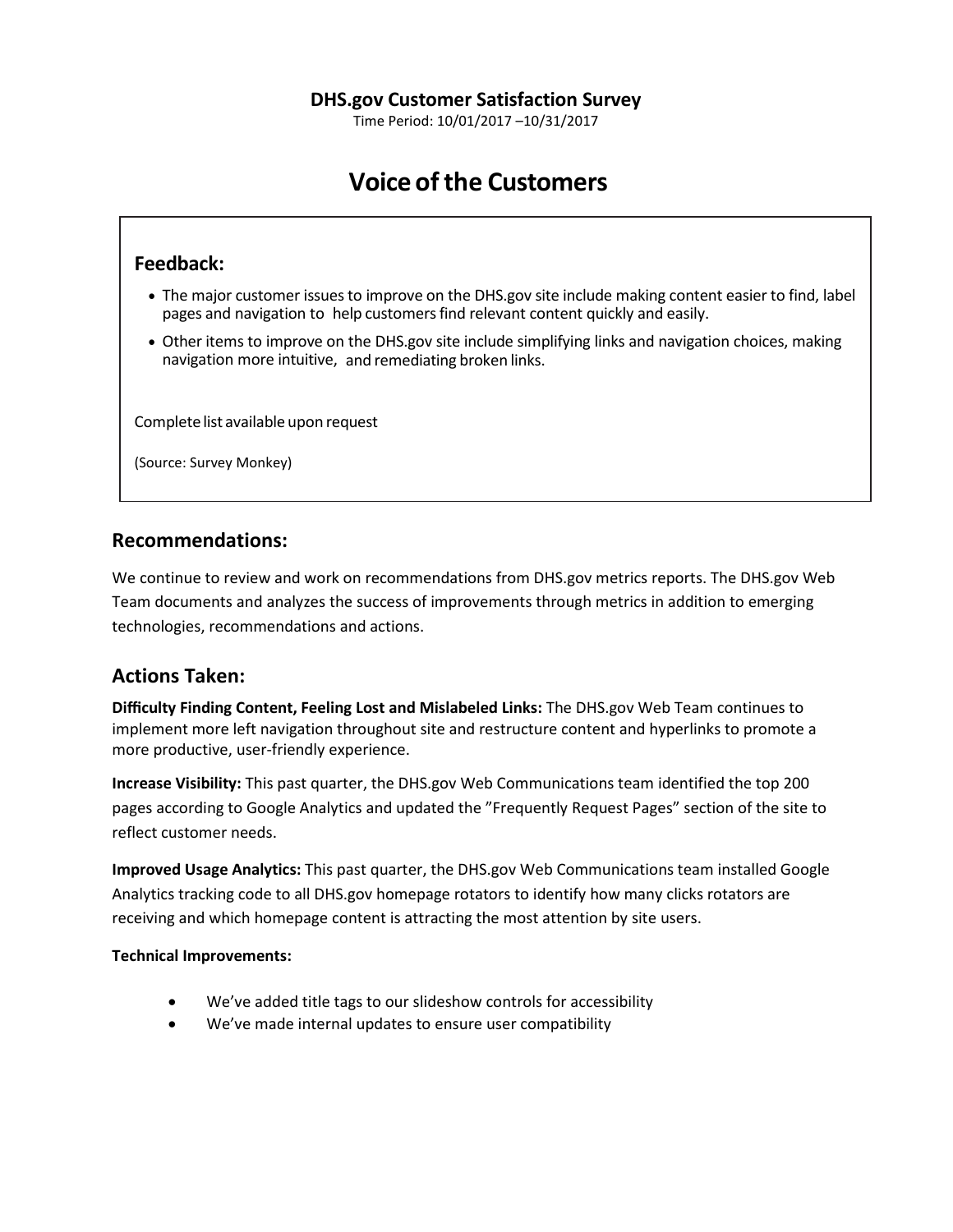**DHS.gov Customer Satisfaction Survey**

Time Period: 10/01/2017 –10/31/2017

# Voice of the Customers

## Feedback:

- The major customer issues to improve on the DHS.gov site include making content easier to find, label pages and navigation to help customers find relevant content quickly and easily.
- Other items to improve on the DHS.gov site include simplifying links and navigation choices, making navigation more intuitive, and remediating broken links.

Complete list available upon request

(Source: Survey Monkey)

## Recommendations:

We continue to review and work on recommendations from DHS.gov metrics reports. The DHS.gov Web Team documents and analyzes the success of improvements through metrics in addition to emerging technologies, recommendations and actions.

## Actions Taken:

**Difficulty Finding Content, Feeling Lost and Mislabeled Links:** The DHS.gov Web Team continues to implement more left navigation throughout site and restructure content and hyperlinks to promote a more productive, user-friendly experience.

**Increase Visibility:** This past quarter, the DHS.gov Web Communications team identified the top 200 pages according to Google Analytics and updated the "Frequently Request Pages" section of the site to reflect customer needs.

**Improved Usage Analytics:** This past quarter, the DHS.gov Web Communications team installed Google Analytics tracking code to all DHS.gov homepage rotators to identify how many clicks rotators are receiving and which homepage content is attracting the most attention by site users.

**Technical Improvements:**

- We've added title tags to our slideshow controls for accessibility
- We've made internal updates to ensure user compatibility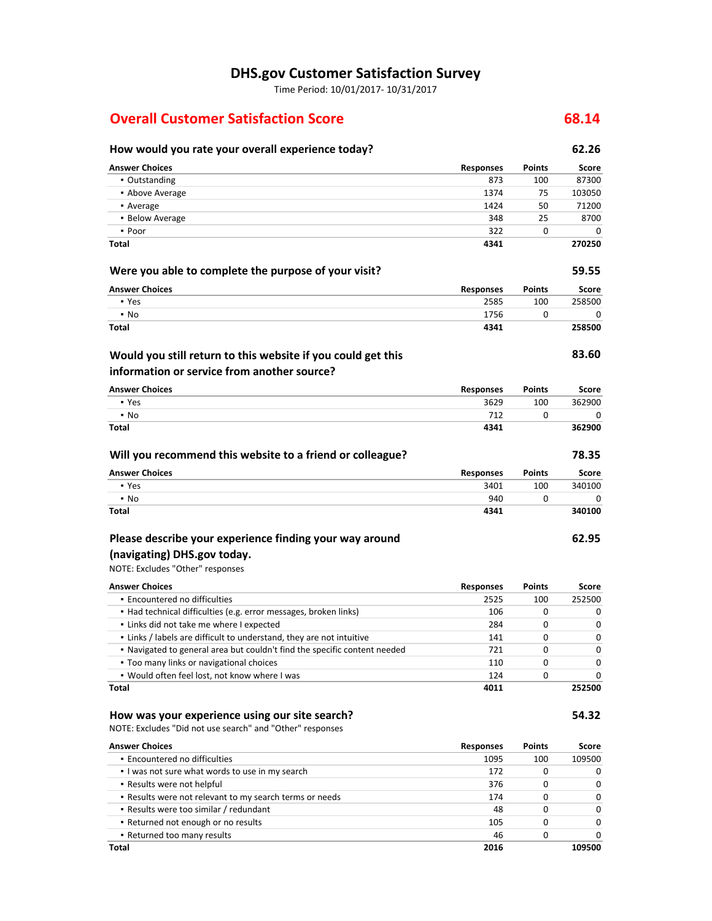# DHS.gov Customer Satisfaction Survey

Time Period: 10/01/2017- 10/31/2017

## Overall Customer Satisfaction Score 68.14

### How would you rate your overall experience today? 62.26

| Answer Choices | Responses | Points | Score |
|---|---|---|---|
| ▪ Outstanding | 873 | 100 | 87300 |
| ▪ Above Average | 1374 | 75 | 103050 |
| ▪ Average | 1424 | 50 | 71200 |
| ▪ Below Average | 348 | 25 | 8700 |
| ▪ Poor | 322 | 0 | 0 |
| **Total** | **4341** | | **270250** |

### Were you able to complete the purpose of your visit? 59.55

| Answer Choices | Responses | Points | Score |
|---|---|---|---|
| ▪ Yes | 2585 | 100 | 258500 |
| ▪ No | 1756 | 0 | 0 |
| **Total** | **4341** | | **258500** |

### Would you still return to this website if you could get this information or service from another source? 83.60

| Answer Choices | Responses | Points | Score |
|---|---|---|---|
| ▪ Yes | 3629 | 100 | 362900 |
| ▪ No | 712 | 0 | 0 |
| **Total** | **4341** | | **362900** |

### Will you recommend this website to a friend or colleague? 78.35

| Answer Choices | Responses | Points | Score |
|---|---|---|---|
| ▪ Yes | 3401 | 100 | 340100 |
| ▪ No | 940 | 0 | 0 |
| **Total** | **4341** | | **340100** |

### Please describe your experience finding your way around (navigating) DHS.gov today. 62.95

NOTE: Excludes "Other" responses

| Answer Choices | Responses | Points | Score |
|---|---|---|---|
| ▪ Encountered no difficulties | 2525 | 100 | 252500 |
| ▪ Had technical difficulties (e.g. error messages, broken links) | 106 | 0 | 0 |
| ▪ Links did not take me where I expected | 284 | 0 | 0 |
| ▪ Links / labels are difficult to understand, they are not intuitive | 141 | 0 | 0 |
| ▪ Navigated to general area but couldn't find the specific content needed | 721 | 0 | 0 |
| ▪ Too many links or navigational choices | 110 | 0 | 0 |
| ▪ Would often feel lost, not know where I was | 124 | 0 | 0 |
| **Total** | **4011** | | **252500** |

### How was your experience using our site search? 54.32

NOTE: Excludes "Did not use search" and "Other" responses

| Answer Choices | Responses | Points | Score |
|---|---|---|---|
| ▪ Encountered no difficulties | 1095 | 100 | 109500 |
| ▪ I was not sure what words to use in my search | 172 | 0 | 0 |
| ▪ Results were not helpful | 376 | 0 | 0 |
| ▪ Results were not relevant to my search terms or needs | 174 | 0 | 0 |
| ▪ Results were too similar / redundant | 48 | 0 | 0 |
| ▪ Returned not enough or no results | 105 | 0 | 0 |
| ▪ Returned too many results | 46 | 0 | 0 |
| **Total** | **2016** | | **109500** |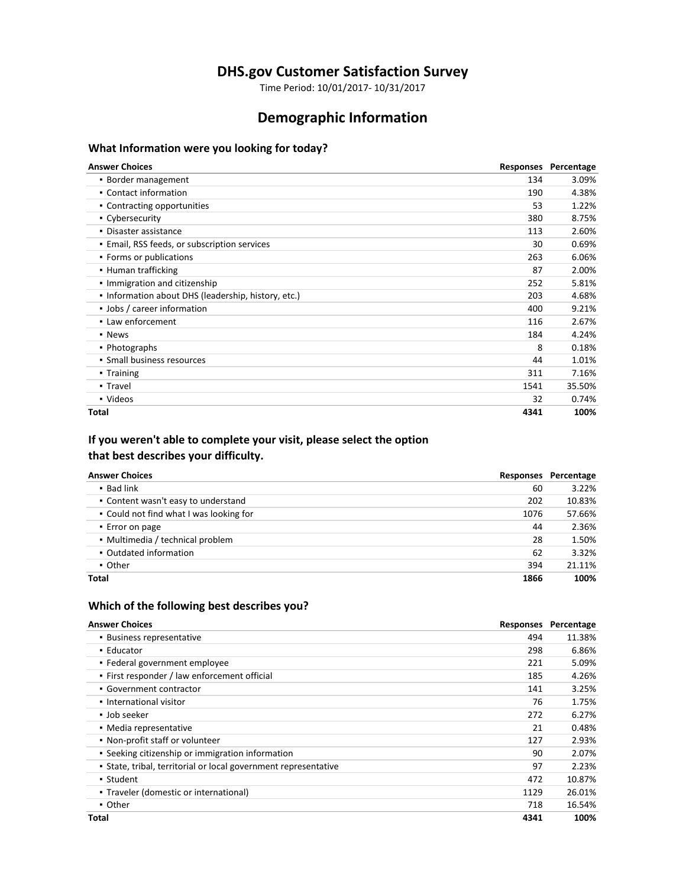# DHS.gov Customer Satisfaction Survey

Time Period: 10/01/2017- 10/31/2017

## Demographic Information

### What Information were you looking for today?

| Answer Choices | Responses | Percentage |
|---|---|---|
| ▪ Border management | 134 | 3.09% |
| ▪ Contact information | 190 | 4.38% |
| ▪ Contracting opportunities | 53 | 1.22% |
| ▪ Cybersecurity | 380 | 8.75% |
| ▪ Disaster assistance | 113 | 2.60% |
| ▪ Email, RSS feeds, or subscription services | 30 | 0.69% |
| ▪ Forms or publications | 263 | 6.06% |
| ▪ Human trafficking | 87 | 2.00% |
| ▪ Immigration and citizenship | 252 | 5.81% |
| ▪ Information about DHS (leadership, history, etc.) | 203 | 4.68% |
| ▪ Jobs / career information | 400 | 9.21% |
| ▪ Law enforcement | 116 | 2.67% |
| ▪ News | 184 | 4.24% |
| ▪ Photographs | 8 | 0.18% |
| ▪ Small business resources | 44 | 1.01% |
| ▪ Training | 311 | 7.16% |
| ▪ Travel | 1541 | 35.50% |
| ▪ Videos | 32 | 0.74% |
| **Total** | **4341** | **100%** |

### If you weren't able to complete your visit, please select the option that best describes your difficulty.

| Answer Choices | Responses | Percentage |
|---|---|---|
| ▪ Bad link | 60 | 3.22% |
| ▪ Content wasn't easy to understand | 202 | 10.83% |
| ▪ Could not find what I was looking for | 1076 | 57.66% |
| ▪ Error on page | 44 | 2.36% |
| ▪ Multimedia / technical problem | 28 | 1.50% |
| ▪ Outdated information | 62 | 3.32% |
| ▪ Other | 394 | 21.11% |
| **Total** | **1866** | **100%** |

### Which of the following best describes you?

| Answer Choices | Responses | Percentage |
|---|---|---|
| ▪ Business representative | 494 | 11.38% |
| ▪ Educator | 298 | 6.86% |
| ▪ Federal government employee | 221 | 5.09% |
| ▪ First responder / law enforcement official | 185 | 4.26% |
| ▪ Government contractor | 141 | 3.25% |
| ▪ International visitor | 76 | 1.75% |
| ▪ Job seeker | 272 | 6.27% |
| ▪ Media representative | 21 | 0.48% |
| ▪ Non-profit staff or volunteer | 127 | 2.93% |
| ▪ Seeking citizenship or immigration information | 90 | 2.07% |
| ▪ State, tribal, territorial or local government representative | 97 | 2.23% |
| ▪ Student | 472 | 10.87% |
| ▪ Traveler (domestic or international) | 1129 | 26.01% |
| ▪ Other | 718 | 16.54% |
| **Total** | **4341** | **100%** |